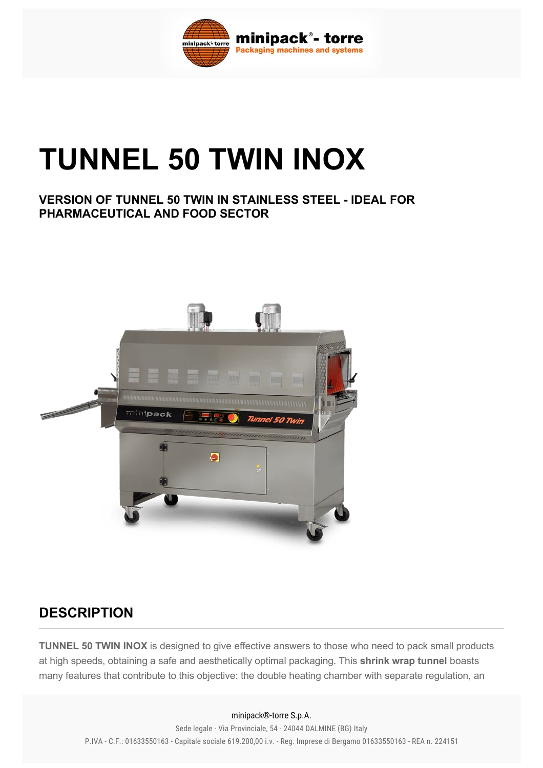# TUNNEL 50 TWIN INOX

### VERSION OF TUNNEL 50 TWIN IN STAINLESS STEEL - IDEAL FOR PHARMACEUTICAL AND FOOD SECTOR

## DESCRIPTION

**TUNNEL 50 TWIN INOX** is designed to give effective answers to those who need to pack small products at high speeds, obtaining a safe and aesthetically optimal packaging. This **shrink wrap tunnel** boasts many features that contribute to this objective: the double heating chamber with separate regulation, an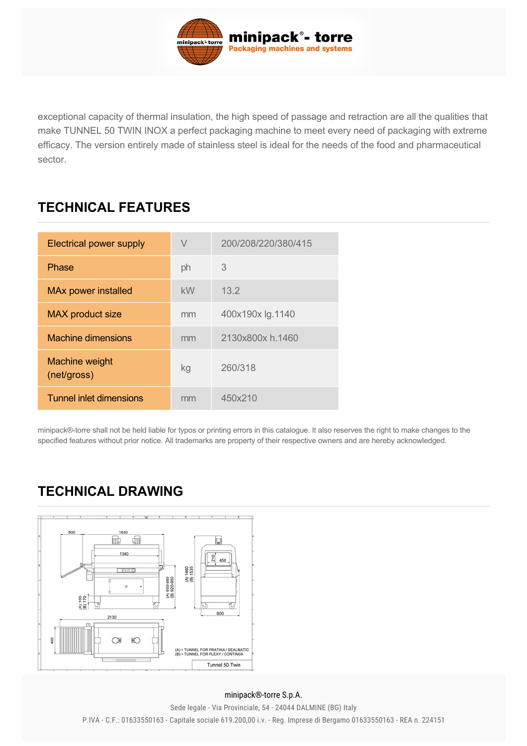exceptional capacity of thermal insulation, the high speed of passage and retraction are all the qualities that make TUNNEL 50 TWIN INOX a perfect packaging machine to meet every need of packaging with extreme efficacy. The version entirely made of stainless steel is ideal for the needs of the food and pharmaceutical sector.

## TECHNICAL FEATURES

| | | |
|---|---|---|
| Electrical power supply | V | 200/208/220/380/415 |
| Phase | ph | 3 |
| MAx power installed | kW | 13.2 |
| MAX product size | mm | 400x190x lg.1140 |
| Machine dimensions | mm | 2130x800x h.1460 |
| Machine weight (net/gross) | kg | 260/318 |
| Tunnel inlet dimensions | mm | 450x210 |

minipack®-torre shall not be held liable for typos or printing errors in this catalogue. It also reserves the right to make changes to the specified features without prior notice. All trademarks are property of their respective owners and are hereby acknowledged.

## TECHNICAL DRAWING

(A) = TUNNEL FOR PRATIKA / SEALMATIC
(B) = TUNNEL FOR PLEXY / CONTINUA

Tunnel 50 Twin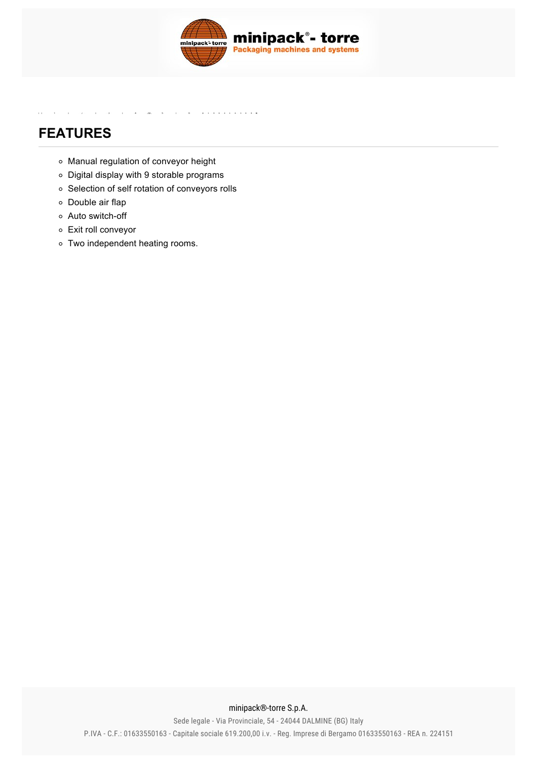## FEATURES

- Manual regulation of conveyor height
- Digital display with 9 storable programs
- Selection of self rotation of conveyors rolls
- Double air flap
- Auto switch-off
- Exit roll conveyor
- Two independent heating rooms.